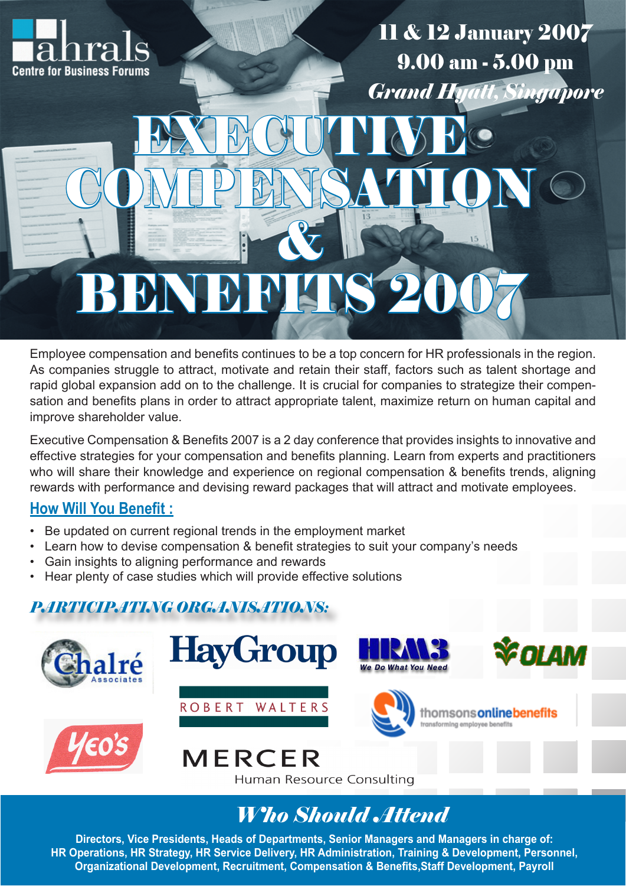ahrals
Centre for Business Forums

11 & 12 January 2007
9.00 am - 5.00 pm
*Grand Hyatt, Singapore*

# EXECUTIVE COMPENSATION & BENEFITS 2007

Employee compensation and benefits continues to be a top concern for HR professionals in the region. As companies struggle to attract, motivate and retain their staff, factors such as talent shortage and rapid global expansion add on to the challenge. It is crucial for companies to strategize their compensation and benefits plans in order to attract appropriate talent, maximize return on human capital and improve shareholder value.

Executive Compensation & Benefits 2007 is a 2 day conference that provides insights to innovative and effective strategies for your compensation and benefits planning. Learn from experts and practitioners who will share their knowledge and experience on regional compensation & benefits trends, aligning rewards with performance and devising reward packages that will attract and motivate employees.

## How Will You Benefit :

- Be updated on current regional trends in the employment market
- Learn how to devise compensation & benefit strategies to suit your company's needs
- Gain insights to aligning performance and rewards
- Hear plenty of case studies which will provide effective solutions

## *PARTICIPATING ORGANISATIONS:*

Chalré Associates

HayGroup

HRM3 We Do What You Need

OLAM

ROBERT WALTERS

thomsonsonlinebenefits transforming employee benefits

Yeo's

MERCER Human Resource Consulting

## *Who Should Attend*

**Directors, Vice Presidents, Heads of Departments, Senior Managers and Managers in charge of: HR Operations, HR Strategy, HR Service Delivery, HR Administration, Training & Development, Personnel, Organizational Development, Recruitment, Compensation & Benefits,Staff Development, Payroll**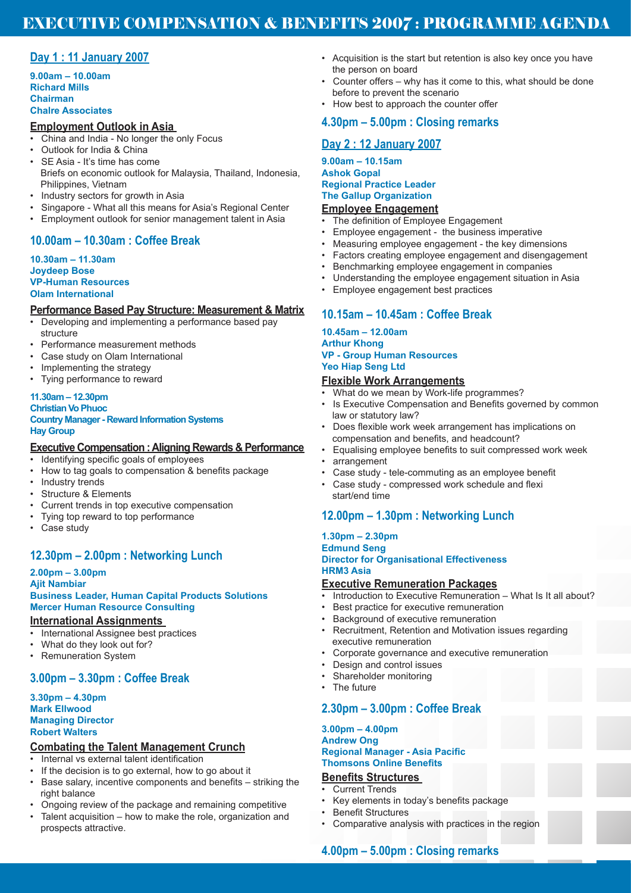# EXECUTIVE COMPENSATION & BENEFITS 2007 : PROGRAMME AGENDA

## Day 1 : 11 January 2007

**9.00am – 10.00am**
**Richard Mills**
**Chairman**
**Chalre Associates**

### Employment Outlook in Asia

- China and India - No longer the only Focus
- Outlook for India & China
- SE Asia - It's time has come
  Briefs on economic outlook for Malaysia, Thailand, Indonesia, Philippines, Vietnam
- Industry sectors for growth in Asia
- Singapore - What all this means for Asia's Regional Center
- Employment outlook for senior management talent in Asia

### 10.00am – 10.30am : Coffee Break

**10.30am – 11.30am**
**Joydeep Bose**
**VP-Human Resources**
**Olam International**

### Performance Based Pay Structure: Measurement & Matrix

- Developing and implementing a performance based pay structure
- Performance measurement methods
- Case study on Olam International
- Implementing the strategy
- Tying performance to reward

**11.30am – 12.30pm**
**Christian Vo Phuoc**
**Country Manager - Reward Information Systems**
**Hay Group**

### Executive Compensation : Aligning Rewards & Performance

- Identifying specific goals of employees
- How to tag goals to compensation & benefits package
- Industry trends
- Structure & Elements
- Current trends in top executive compensation
- Tying top reward to top performance
- Case study

### 12.30pm – 2.00pm : Networking Lunch

**2.00pm – 3.00pm**
**Ajit Nambiar**
**Business Leader, Human Capital Products Solutions**
**Mercer Human Resource Consulting**

### International Assignments

- International Assignee best practices
- What do they look out for?
- Remuneration System

### 3.00pm – 3.30pm : Coffee Break

**3.30pm – 4.30pm**
**Mark Ellwood**
**Managing Director**
**Robert Walters**

### Combating the Talent Management Crunch

- Internal vs external talent identification
- If the decision is to go external, how to go about it
- Base salary, incentive components and benefits – striking the right balance
- Ongoing review of the package and remaining competitive
- Talent acquisition – how to make the role, organization and prospects attractive.
- Acquisition is the start but retention is also key once you have the person on board
- Counter offers – why has it come to this, what should be done before to prevent the scenario
- How best to approach the counter offer

### 4.30pm – 5.00pm : Closing remarks

## Day 2 : 12 January 2007

**9.00am – 10.15am**
**Ashok Gopal**
**Regional Practice Leader**
**The Gallup Organization**

### Employee Engagement

- The definition of Employee Engagement
- Employee engagement - the business imperative
- Measuring employee engagement - the key dimensions
- Factors creating employee engagement and disengagement
- Benchmarking employee engagement in companies
- Understanding the employee engagement situation in Asia
- Employee engagement best practices

### 10.15am – 10.45am : Coffee Break

**10.45am – 12.00am**
**Arthur Khong**
**VP - Group Human Resources**
**Yeo Hiap Seng Ltd**

### Flexible Work Arrangements

- What do we mean by Work-life programmes?
- Is Executive Compensation and Benefits governed by common law or statutory law?
- Does flexible work week arrangement has implications on compensation and benefits, and headcount?
- Equalising employee benefits to suit compressed work week
- arrangement
- Case study - tele-commuting as an employee benefit
- Case study - compressed work schedule and flexi start/end time

### 12.00pm – 1.30pm : Networking Lunch

**1.30pm – 2.30pm**
**Edmund Seng**
**Director for Organisational Effectiveness**
**HRM3 Asia**

### Executive Remuneration Packages

- Introduction to Executive Remuneration – What Is It all about?
- Best practice for executive remuneration
- Background of executive remuneration
- Recruitment, Retention and Motivation issues regarding executive remuneration
- Corporate governance and executive remuneration
- Design and control issues
- Shareholder monitoring
- The future

### 2.30pm – 3.00pm : Coffee Break

**3.00pm – 4.00pm**
**Andrew Ong**
**Regional Manager - Asia Pacific**
**Thomsons Online Benefits**

### Benefits Structures

- Current Trends
- Key elements in today's benefits package
- Benefit Structures
- Comparative analysis with practices in the region

### 4.00pm – 5.00pm : Closing remarks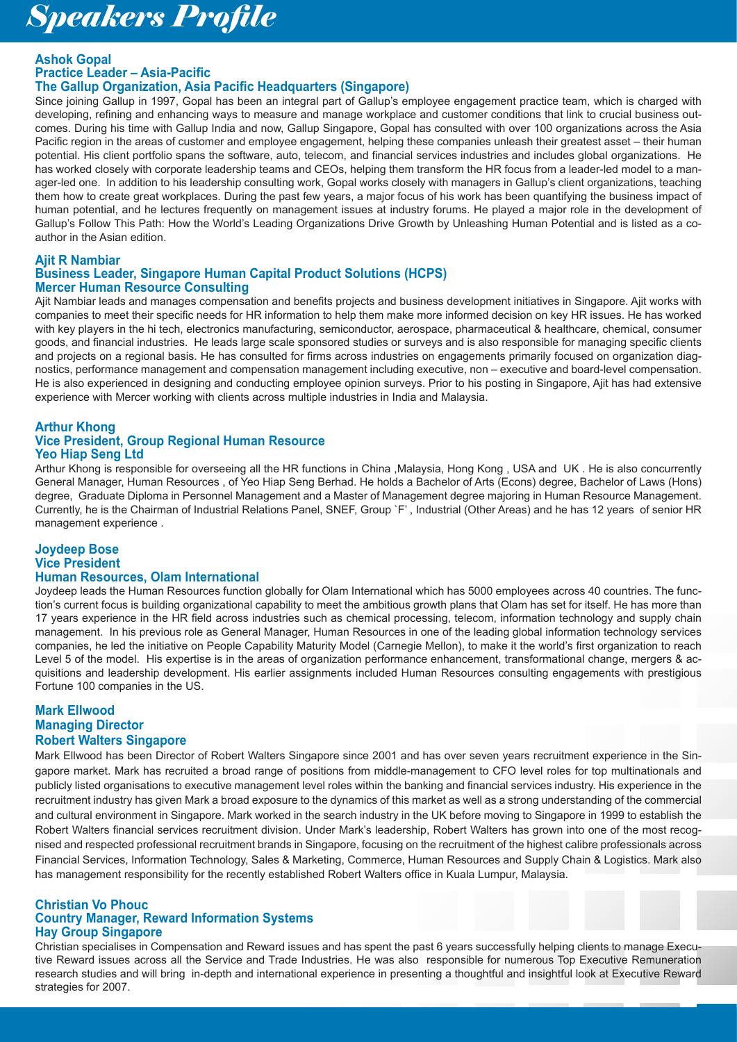# Speakers Profile

### Ashok Gopal
### Practice Leader – Asia-Pacific
### The Gallup Organization, Asia Pacific Headquarters (Singapore)

Since joining Gallup in 1997, Gopal has been an integral part of Gallup's employee engagement practice team, which is charged with developing, refining and enhancing ways to measure and manage workplace and customer conditions that link to crucial business outcomes. During his time with Gallup India and now, Gallup Singapore, Gopal has consulted with over 100 organizations across the Asia Pacific region in the areas of customer and employee engagement, helping these companies unleash their greatest asset – their human potential. His client portfolio spans the software, auto, telecom, and financial services industries and includes global organizations. He has worked closely with corporate leadership teams and CEOs, helping them transform the HR focus from a leader-led model to a manager-led one. In addition to his leadership consulting work, Gopal works closely with managers in Gallup's client organizations, teaching them how to create great workplaces. During the past few years, a major focus of his work has been quantifying the business impact of human potential, and he lectures frequently on management issues at industry forums. He played a major role in the development of Gallup's Follow This Path: How the World's Leading Organizations Drive Growth by Unleashing Human Potential and is listed as a co-author in the Asian edition.

### Ajit R Nambiar
### Business Leader, Singapore Human Capital Product Solutions (HCPS)
### Mercer Human Resource Consulting

Ajit Nambiar leads and manages compensation and benefits projects and business development initiatives in Singapore. Ajit works with companies to meet their specific needs for HR information to help them make more informed decision on key HR issues. He has worked with key players in the hi tech, electronics manufacturing, semiconductor, aerospace, pharmaceutical & healthcare, chemical, consumer goods, and financial industries. He leads large scale sponsored studies or surveys and is also responsible for managing specific clients and projects on a regional basis. He has consulted for firms across industries on engagements primarily focused on organization diagnostics, performance management and compensation management including executive, non – executive and board-level compensation. He is also experienced in designing and conducting employee opinion surveys. Prior to his posting in Singapore, Ajit has had extensive experience with Mercer working with clients across multiple industries in India and Malaysia.

### Arthur Khong
### Vice President, Group Regional Human Resource
### Yeo Hiap Seng Ltd

Arthur Khong is responsible for overseeing all the HR functions in China ,Malaysia, Hong Kong , USA and UK . He is also concurrently General Manager, Human Resources , of Yeo Hiap Seng Berhad. He holds a Bachelor of Arts (Econs) degree, Bachelor of Laws (Hons) degree, Graduate Diploma in Personnel Management and a Master of Management degree majoring in Human Resource Management. Currently, he is the Chairman of Industrial Relations Panel, SNEF, Group `F' , Industrial (Other Areas) and he has 12 years of senior HR management experience .

### Joydeep Bose
### Vice President
### Human Resources, Olam International

Joydeep leads the Human Resources function globally for Olam International which has 5000 employees across 40 countries. The function's current focus is building organizational capability to meet the ambitious growth plans that Olam has set for itself. He has more than 17 years experience in the HR field across industries such as chemical processing, telecom, information technology and supply chain management. In his previous role as General Manager, Human Resources in one of the leading global information technology services companies, he led the initiative on People Capability Maturity Model (Carnegie Mellon), to make it the world's first organization to reach Level 5 of the model. His expertise is in the areas of organization performance enhancement, transformational change, mergers & acquisitions and leadership development. His earlier assignments included Human Resources consulting engagements with prestigious Fortune 100 companies in the US.

### Mark Ellwood
### Managing Director
### Robert Walters Singapore

Mark Ellwood has been Director of Robert Walters Singapore since 2001 and has over seven years recruitment experience in the Singapore market. Mark has recruited a broad range of positions from middle-management to CFO level roles for top multinationals and publicly listed organisations to executive management level roles within the banking and financial services industry. His experience in the recruitment industry has given Mark a broad exposure to the dynamics of this market as well as a strong understanding of the commercial and cultural environment in Singapore. Mark worked in the search industry in the UK before moving to Singapore in 1999 to establish the Robert Walters financial services recruitment division. Under Mark's leadership, Robert Walters has grown into one of the most recognised and respected professional recruitment brands in Singapore, focusing on the recruitment of the highest calibre professionals across Financial Services, Information Technology, Sales & Marketing, Commerce, Human Resources and Supply Chain & Logistics. Mark also has management responsibility for the recently established Robert Walters office in Kuala Lumpur, Malaysia.

### Christian Vo Phouc
### Country Manager, Reward Information Systems
### Hay Group Singapore

Christian specialises in Compensation and Reward issues and has spent the past 6 years successfully helping clients to manage Executive Reward issues across all the Service and Trade Industries. He was also responsible for numerous Top Executive Remuneration research studies and will bring in-depth and international experience in presenting a thoughtful and insightful look at Executive Reward strategies for 2007.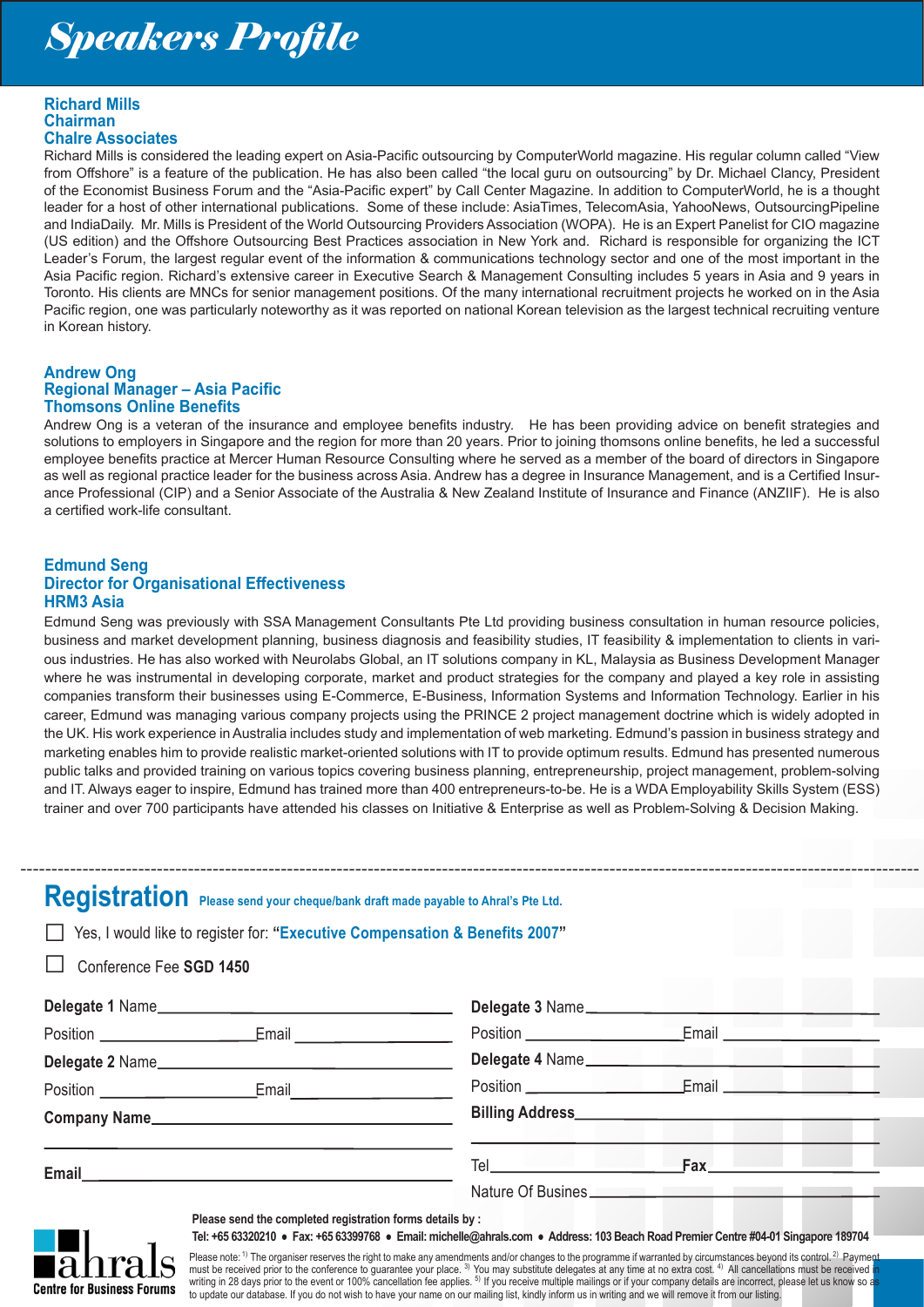# Speakers Profile

### Richard Mills
### Chairman
### Chalre Associates

Richard Mills is considered the leading expert on Asia-Pacific outsourcing by ComputerWorld magazine. His regular column called "View from Offshore" is a feature of the publication. He has also been called "the local guru on outsourcing" by Dr. Michael Clancy, President of the Economist Business Forum and the "Asia-Pacific expert" by Call Center Magazine. In addition to ComputerWorld, he is a thought leader for a host of other international publications. Some of these include: AsiaTimes, TelecomAsia, YahooNews, OutsourcingPipeline and IndiaDaily. Mr. Mills is President of the World Outsourcing Providers Association (WOPA). He is an Expert Panelist for CIO magazine (US edition) and the Offshore Outsourcing Best Practices association in New York and. Richard is responsible for organizing the ICT Leader's Forum, the largest regular event of the information & communications technology sector and one of the most important in the Asia Pacific region. Richard's extensive career in Executive Search & Management Consulting includes 5 years in Asia and 9 years in Toronto. His clients are MNCs for senior management positions. Of the many international recruitment projects he worked on in the Asia Pacific region, one was particularly noteworthy as it was reported on national Korean television as the largest technical recruiting venture in Korean history.

### Andrew Ong
### Regional Manager – Asia Pacific
### Thomsons Online Benefits

Andrew Ong is a veteran of the insurance and employee benefits industry. He has been providing advice on benefit strategies and solutions to employers in Singapore and the region for more than 20 years. Prior to joining thomsons online benefits, he led a successful employee benefits practice at Mercer Human Resource Consulting where he served as a member of the board of directors in Singapore as well as regional practice leader for the business across Asia. Andrew has a degree in Insurance Management, and is a Certified Insurance Professional (CIP) and a Senior Associate of the Australia & New Zealand Institute of Insurance and Finance (ANZIIF). He is also a certified work-life consultant.

### Edmund Seng
### Director for Organisational Effectiveness
### HRM3 Asia

Edmund Seng was previously with SSA Management Consultants Pte Ltd providing business consultation in human resource policies, business and market development planning, business diagnosis and feasibility studies, IT feasibility & implementation to clients in various industries. He has also worked with Neurolabs Global, an IT solutions company in KL, Malaysia as Business Development Manager where he was instrumental in developing corporate, market and product strategies for the company and played a key role in assisting companies transform their businesses using E-Commerce, E-Business, Information Systems and Information Technology. Earlier in his career, Edmund was managing various company projects using the PRINCE 2 project management doctrine which is widely adopted in the UK. His work experience in Australia includes study and implementation of web marketing. Edmund's passion in business strategy and marketing enables him to provide realistic market-oriented solutions with IT to provide optimum results. Edmund has presented numerous public talks and provided training on various topics covering business planning, entrepreneurship, project management, problem-solving and IT. Always eager to inspire, Edmund has trained more than 400 entrepreneurs-to-be. He is a WDA Employability Skills System (ESS) trainer and over 700 participants have attended his classes on Initiative & Enterprise as well as Problem-Solving & Decision Making.

## Registration

**Please send your cheque/bank draft made payable to Ahral's Pte Ltd.**

☐ Yes, I would like to register for: **"Executive Compensation & Benefits 2007"**

☐ Conference Fee **SGD 1450**

**Delegate 1** Name\_\_\_\_\_\_\_\_\_\_\_\_\_\_\_\_\_\_\_\_

Position \_\_\_\_\_\_\_\_\_\_ Email \_\_\_\_\_\_\_\_\_\_

**Delegate 2** Name\_\_\_\_\_\_\_\_\_\_\_\_\_\_\_\_\_\_\_\_

Position \_\_\_\_\_\_\_\_\_\_ Email \_\_\_\_\_\_\_\_\_\_

**Company Name**\_\_\_\_\_\_\_\_\_\_\_\_\_\_\_\_\_\_\_\_

**Email**\_\_\_\_\_\_\_\_\_\_\_\_\_\_\_\_\_\_\_\_

**Delegate 3** Name\_\_\_\_\_\_\_\_\_\_\_\_\_\_\_\_\_\_\_\_

Position \_\_\_\_\_\_\_\_\_\_ Email \_\_\_\_\_\_\_\_\_\_

**Delegate 4** Name\_\_\_\_\_\_\_\_\_\_\_\_\_\_\_\_\_\_\_\_

Position \_\_\_\_\_\_\_\_\_\_ Email \_\_\_\_\_\_\_\_\_\_

**Billing Address**\_\_\_\_\_\_\_\_\_\_\_\_\_\_\_\_\_\_\_\_

Tel\_\_\_\_\_\_\_\_\_\_ **Fax**\_\_\_\_\_\_\_\_\_\_

Nature Of Busines\_\_\_\_\_\_\_\_\_\_\_\_\_\_\_\_\_\_\_\_

**Please send the completed registration forms details by :**

**Tel: +65 63320210 • Fax: +65 63399768 • Email: michelle@ahrals.com • Address: 103 Beach Road Premier Centre #04-01 Singapore 189704**

ahrals
Centre for Business Forums

Please note: [1] The organiser reserves the right to make any amendments and/or changes to the programme if warranted by circumstances beyond its control. [2] Payment must be received prior to the conference to guarantee your place. [3] You may substitute delegates at any time at no extra cost. [4] All cancellations must be received in writing in 28 days prior to the event or 100% cancellation fee applies. [5] If you receive multiple mailings or if your company details are incorrect, please let us know so as to update our database. If you do not wish to have your name on our mailing list, kindly inform us in writing and we will remove it from our listing.